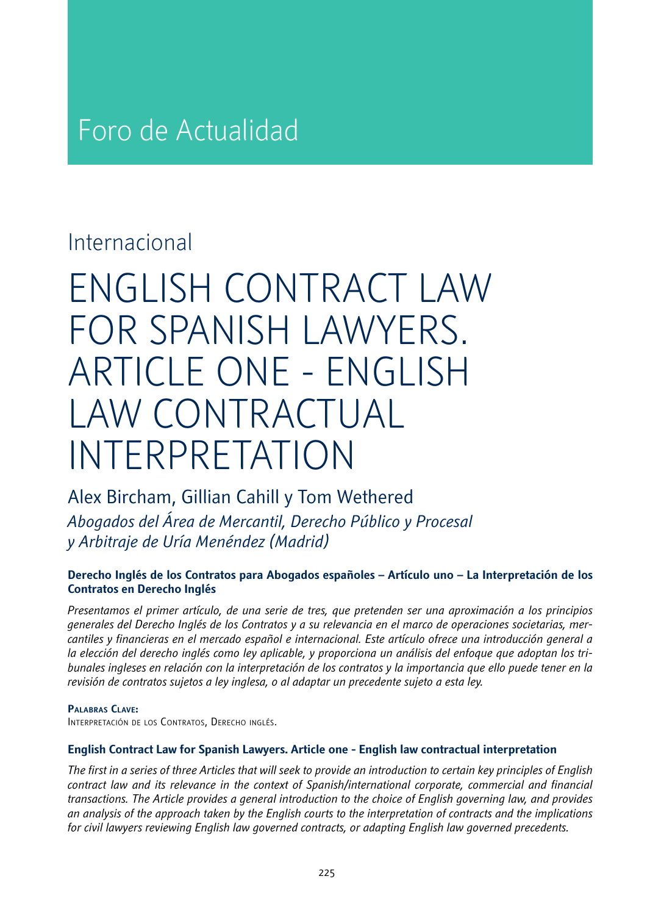# Foro de Actualidad

## Internacional

# ENGLISH CONTRACT LAW FOR SPANISH LAWYERS. ARTICLE ONE - ENGLISH LAW CONTRACTUAL INTERPRETATION

Alex Bircham, Gillian Cahill y Tom Wethered

*Abogados del Área de Mercantil, Derecho Público y Procesal y Arbitraje de Uría Menéndez (Madrid)*

**Derecho Inglés de los Contratos para Abogados españoles – Artículo uno – La Interpretación de los Contratos en Derecho Inglés**

*Presentamos el primer artículo, de una serie de tres, que pretenden ser una aproximación a los principios generales del Derecho Inglés de los Contratos y a su relevancia en el marco de operaciones societarias, mercantiles y financieras en el mercado español e internacional. Este artículo ofrece una introducción general a la elección del derecho inglés como ley aplicable, y proporciona un análisis del enfoque que adoptan los tribunales ingleses en relación con la interpretación de los contratos y la importancia que ello puede tener en la revisión de contratos sujetos a ley inglesa, o al adaptar un precedente sujeto a esta ley.*

**Palabras Clave:**
Interpretación de los Contratos, Derecho inglés.

**English Contract Law for Spanish Lawyers. Article one - English law contractual interpretation**

*The first in a series of three Articles that will seek to provide an introduction to certain key principles of English contract law and its relevance in the context of Spanish/international corporate, commercial and financial transactions. The Article provides a general introduction to the choice of English governing law, and provides an analysis of the approach taken by the English courts to the interpretation of contracts and the implications for civil lawyers reviewing English law governed contracts, or adapting English law governed precedents.*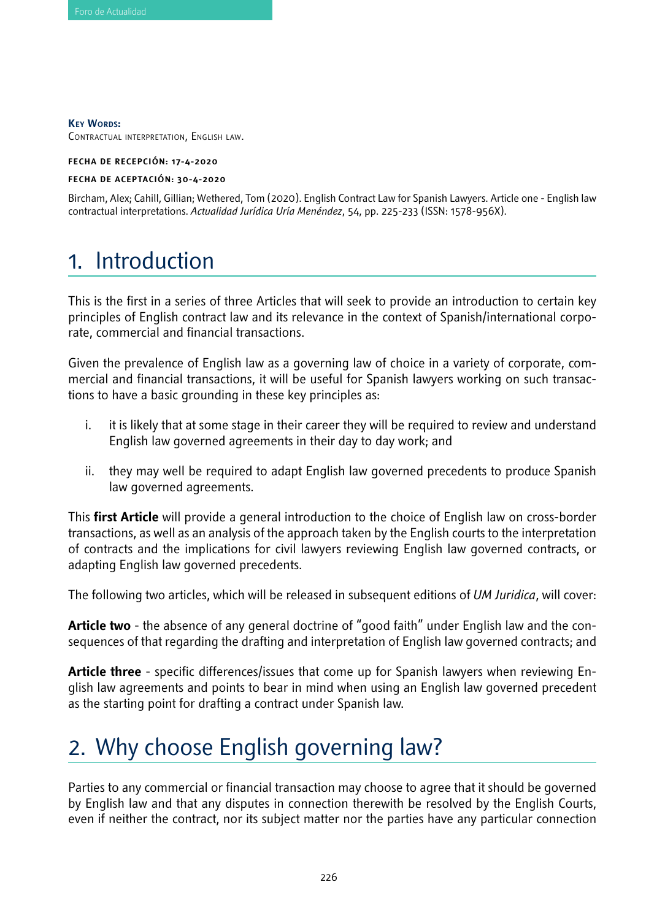**Key Words:**
Contractual interpretation, English law.

**FECHA DE RECEPCIÓN: 17-4-2020**

**FECHA DE ACEPTACIÓN: 30-4-2020**

Bircham, Alex; Cahill, Gillian; Wethered, Tom (2020). English Contract Law for Spanish Lawyers. Article one - English law contractual interpretations. *Actualidad Jurídica Uría Menéndez*, 54, pp. 225-233 (ISSN: 1578-956X).

## 1. Introduction

This is the first in a series of three Articles that will seek to provide an introduction to certain key principles of English contract law and its relevance in the context of Spanish/international corporate, commercial and financial transactions.

Given the prevalence of English law as a governing law of choice in a variety of corporate, commercial and financial transactions, it will be useful for Spanish lawyers working on such transactions to have a basic grounding in these key principles as:

i. it is likely that at some stage in their career they will be required to review and understand English law governed agreements in their day to day work; and

ii. they may well be required to adapt English law governed precedents to produce Spanish law governed agreements.

This **first Article** will provide a general introduction to the choice of English law on cross-border transactions, as well as an analysis of the approach taken by the English courts to the interpretation of contracts and the implications for civil lawyers reviewing English law governed contracts, or adapting English law governed precedents.

The following two articles, which will be released in subsequent editions of *UM Juridica*, will cover:

**Article two** - the absence of any general doctrine of "good faith" under English law and the consequences of that regarding the drafting and interpretation of English law governed contracts; and

**Article three** - specific differences/issues that come up for Spanish lawyers when reviewing English law agreements and points to bear in mind when using an English law governed precedent as the starting point for drafting a contract under Spanish law.

## 2. Why choose English governing law?

Parties to any commercial or financial transaction may choose to agree that it should be governed by English law and that any disputes in connection therewith be resolved by the English Courts, even if neither the contract, nor its subject matter nor the parties have any particular connection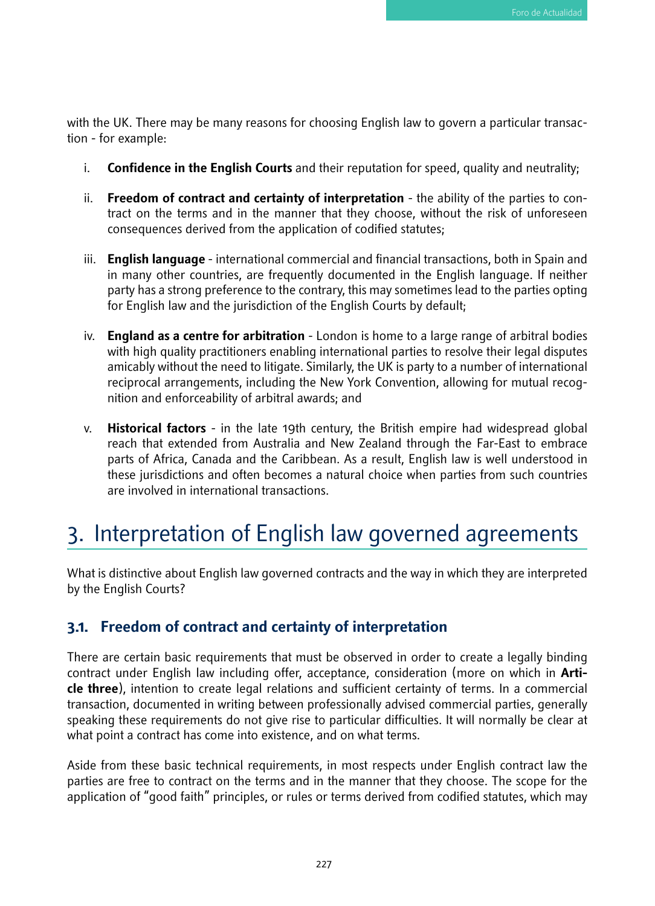with the UK. There may be many reasons for choosing English law to govern a particular transaction - for example:

i. **Confidence in the English Courts** and their reputation for speed, quality and neutrality;

ii. **Freedom of contract and certainty of interpretation** - the ability of the parties to contract on the terms and in the manner that they choose, without the risk of unforeseen consequences derived from the application of codified statutes;

iii. **English language** - international commercial and financial transactions, both in Spain and in many other countries, are frequently documented in the English language. If neither party has a strong preference to the contrary, this may sometimes lead to the parties opting for English law and the jurisdiction of the English Courts by default;

iv. **England as a centre for arbitration** - London is home to a large range of arbitral bodies with high quality practitioners enabling international parties to resolve their legal disputes amicably without the need to litigate. Similarly, the UK is party to a number of international reciprocal arrangements, including the New York Convention, allowing for mutual recognition and enforceability of arbitral awards; and

v. **Historical factors** - in the late 19th century, the British empire had widespread global reach that extended from Australia and New Zealand through the Far-East to embrace parts of Africa, Canada and the Caribbean. As a result, English law is well understood in these jurisdictions and often becomes a natural choice when parties from such countries are involved in international transactions.

# 3. Interpretation of English law governed agreements

What is distinctive about English law governed contracts and the way in which they are interpreted by the English Courts?

## 3.1. Freedom of contract and certainty of interpretation

There are certain basic requirements that must be observed in order to create a legally binding contract under English law including offer, acceptance, consideration (more on which in **Article three**), intention to create legal relations and sufficient certainty of terms. In a commercial transaction, documented in writing between professionally advised commercial parties, generally speaking these requirements do not give rise to particular difficulties. It will normally be clear at what point a contract has come into existence, and on what terms.

Aside from these basic technical requirements, in most respects under English contract law the parties are free to contract on the terms and in the manner that they choose. The scope for the application of "good faith" principles, or rules or terms derived from codified statutes, which may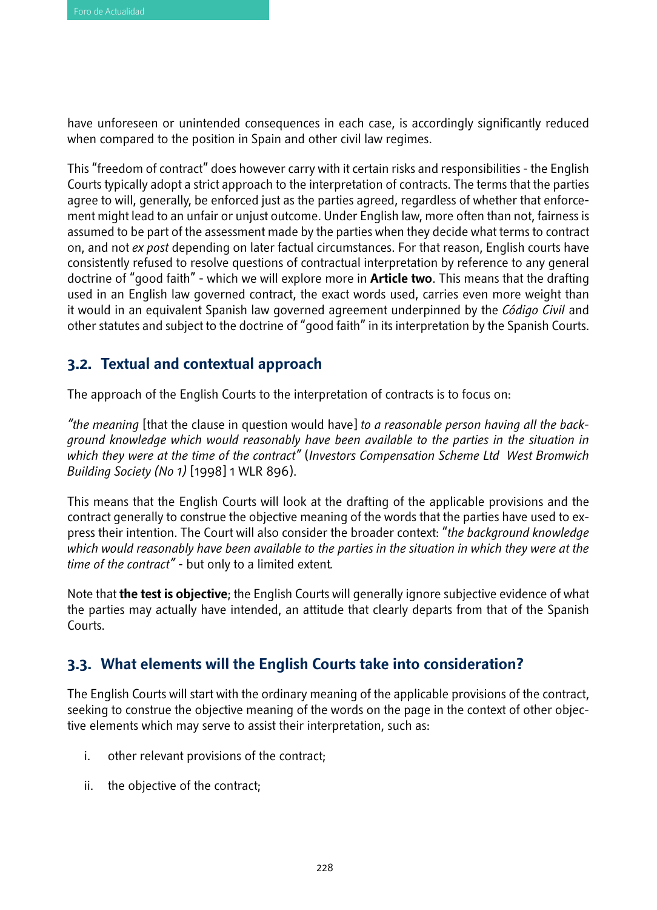have unforeseen or unintended consequences in each case, is accordingly significantly reduced when compared to the position in Spain and other civil law regimes.

This "freedom of contract" does however carry with it certain risks and responsibilities - the English Courts typically adopt a strict approach to the interpretation of contracts. The terms that the parties agree to will, generally, be enforced just as the parties agreed, regardless of whether that enforcement might lead to an unfair or unjust outcome. Under English law, more often than not, fairness is assumed to be part of the assessment made by the parties when they decide what terms to contract on, and not *ex post* depending on later factual circumstances. For that reason, English courts have consistently refused to resolve questions of contractual interpretation by reference to any general doctrine of "good faith" - which we will explore more in **Article two**. This means that the drafting used in an English law governed contract, the exact words used, carries even more weight than it would in an equivalent Spanish law governed agreement underpinned by the *Código Civil* and other statutes and subject to the doctrine of "good faith" in its interpretation by the Spanish Courts.

## 3.2. Textual and contextual approach

The approach of the English Courts to the interpretation of contracts is to focus on:

*"the meaning* [that the clause in question would have] *to a reasonable person having all the background knowledge which would reasonably have been available to the parties in the situation in which they were at the time of the contract"* (*Investors Compensation Scheme Ltd West Bromwich Building Society (No 1)* [1998] 1 WLR 896).

This means that the English Courts will look at the drafting of the applicable provisions and the contract generally to construe the objective meaning of the words that the parties have used to express their intention. The Court will also consider the broader context: "*the background knowledge which would reasonably have been available to the parties in the situation in which they were at the time of the contract"* - but only to a limited extent.

Note that **the test is objective**; the English Courts will generally ignore subjective evidence of what the parties may actually have intended, an attitude that clearly departs from that of the Spanish Courts.

## 3.3. What elements will the English Courts take into consideration?

The English Courts will start with the ordinary meaning of the applicable provisions of the contract, seeking to construe the objective meaning of the words on the page in the context of other objective elements which may serve to assist their interpretation, such as:

i. other relevant provisions of the contract;

ii. the objective of the contract;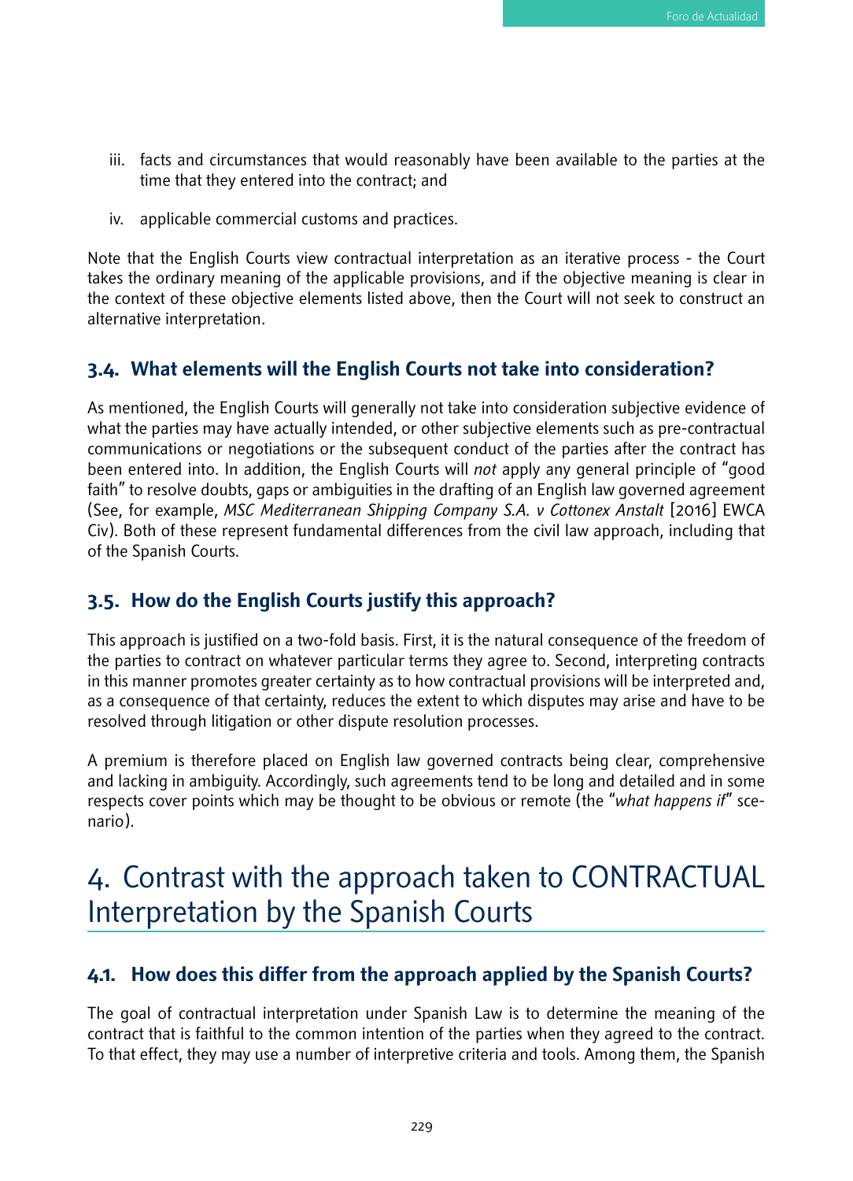iii. facts and circumstances that would reasonably have been available to the parties at the time that they entered into the contract; and

iv. applicable commercial customs and practices.

Note that the English Courts view contractual interpretation as an iterative process - the Court takes the ordinary meaning of the applicable provisions, and if the objective meaning is clear in the context of these objective elements listed above, then the Court will not seek to construct an alternative interpretation.

### 3.4. What elements will the English Courts not take into consideration?

As mentioned, the English Courts will generally not take into consideration subjective evidence of what the parties may have actually intended, or other subjective elements such as pre-contractual communications or negotiations or the subsequent conduct of the parties after the contract has been entered into. In addition, the English Courts will *not* apply any general principle of "good faith" to resolve doubts, gaps or ambiguities in the drafting of an English law governed agreement (See, for example, *MSC Mediterranean Shipping Company S.A. v Cottonex Anstalt* [2016] EWCA Civ). Both of these represent fundamental differences from the civil law approach, including that of the Spanish Courts.

### 3.5. How do the English Courts justify this approach?

This approach is justified on a two-fold basis. First, it is the natural consequence of the freedom of the parties to contract on whatever particular terms they agree to. Second, interpreting contracts in this manner promotes greater certainty as to how contractual provisions will be interpreted and, as a consequence of that certainty, reduces the extent to which disputes may arise and have to be resolved through litigation or other dispute resolution processes.

A premium is therefore placed on English law governed contracts being clear, comprehensive and lacking in ambiguity. Accordingly, such agreements tend to be long and detailed and in some respects cover points which may be thought to be obvious or remote (the "*what happens if*" scenario).

## 4. Contrast with the approach taken to CONTRACTUAL Interpretation by the Spanish Courts

### 4.1. How does this differ from the approach applied by the Spanish Courts?

The goal of contractual interpretation under Spanish Law is to determine the meaning of the contract that is faithful to the common intention of the parties when they agreed to the contract. To that effect, they may use a number of interpretive criteria and tools. Among them, the Spanish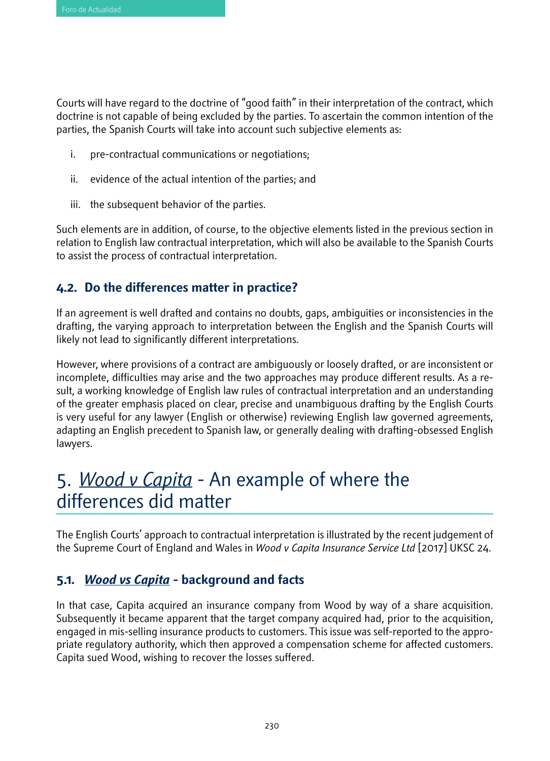Courts will have regard to the doctrine of "good faith" in their interpretation of the contract, which doctrine is not capable of being excluded by the parties. To ascertain the common intention of the parties, the Spanish Courts will take into account such subjective elements as:

i. pre-contractual communications or negotiations;

ii. evidence of the actual intention of the parties; and

iii. the subsequent behavior of the parties.

Such elements are in addition, of course, to the objective elements listed in the previous section in relation to English law contractual interpretation, which will also be available to the Spanish Courts to assist the process of contractual interpretation.

### 4.2. Do the differences matter in practice?

If an agreement is well drafted and contains no doubts, gaps, ambiguities or inconsistencies in the drafting, the varying approach to interpretation between the English and the Spanish Courts will likely not lead to significantly different interpretations.

However, where provisions of a contract are ambiguously or loosely drafted, or are inconsistent or incomplete, difficulties may arise and the two approaches may produce different results. As a result, a working knowledge of English law rules of contractual interpretation and an understanding of the greater emphasis placed on clear, precise and unambiguous drafting by the English Courts is very useful for any lawyer (English or otherwise) reviewing English law governed agreements, adapting an English precedent to Spanish law, or generally dealing with drafting-obsessed English lawyers.

## 5. *Wood v Capita* - An example of where the differences did matter

The English Courts' approach to contractual interpretation is illustrated by the recent judgement of the Supreme Court of England and Wales in *Wood v Capita Insurance Service Ltd* [2017] UKSC 24.

### 5.1. *Wood vs Capita* - background and facts

In that case, Capita acquired an insurance company from Wood by way of a share acquisition. Subsequently it became apparent that the target company acquired had, prior to the acquisition, engaged in mis-selling insurance products to customers. This issue was self-reported to the appropriate regulatory authority, which then approved a compensation scheme for affected customers. Capita sued Wood, wishing to recover the losses suffered.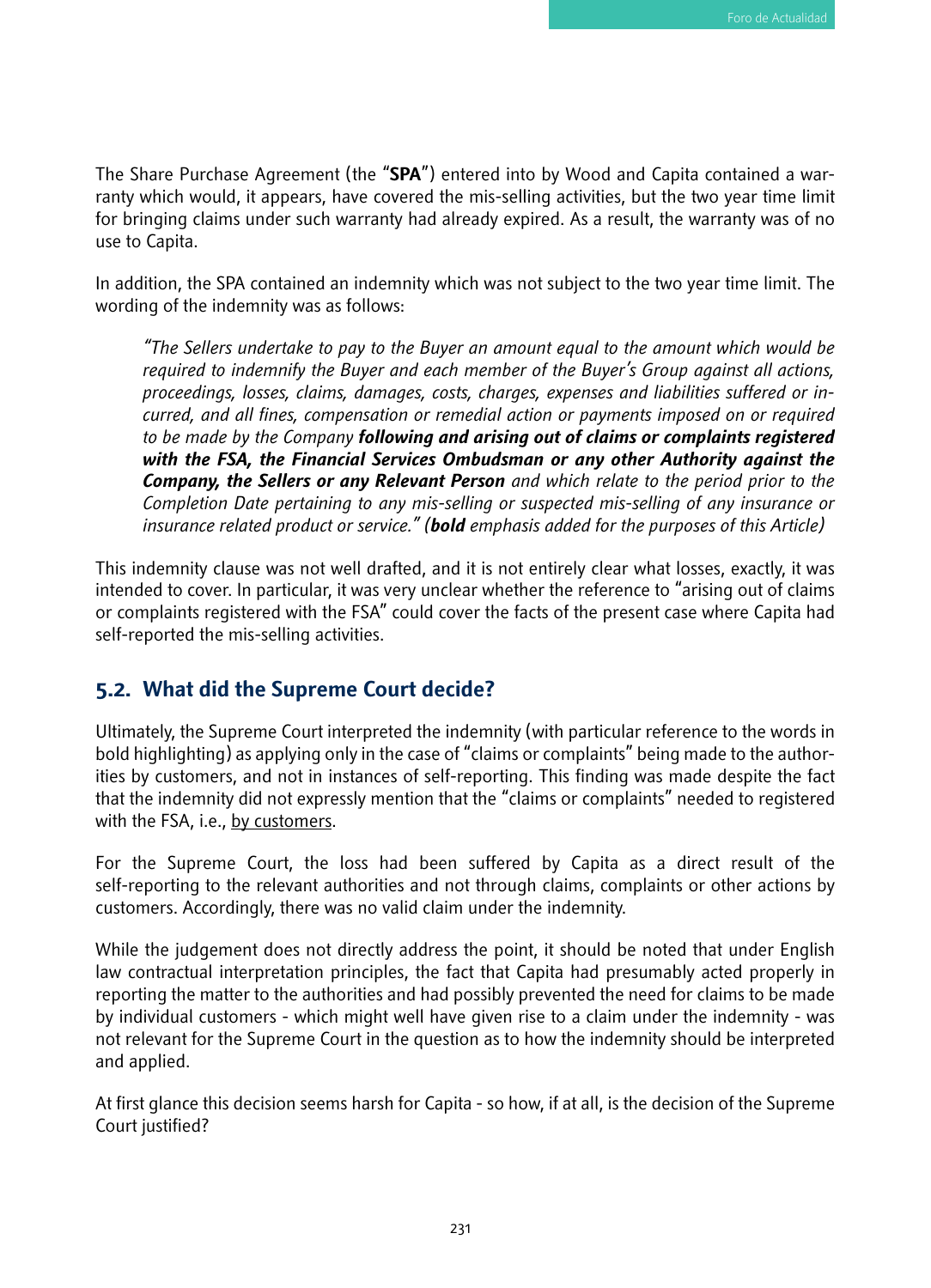The Share Purchase Agreement (the "**SPA**") entered into by Wood and Capita contained a warranty which would, it appears, have covered the mis-selling activities, but the two year time limit for bringing claims under such warranty had already expired. As a result, the warranty was of no use to Capita.

In addition, the SPA contained an indemnity which was not subject to the two year time limit. The wording of the indemnity was as follows:

> *"The Sellers undertake to pay to the Buyer an amount equal to the amount which would be required to indemnify the Buyer and each member of the Buyer's Group against all actions, proceedings, losses, claims, damages, costs, charges, expenses and liabilities suffered or incurred, and all fines, compensation or remedial action or payments imposed on or required to be made by the Company* ***following and arising out of claims or complaints registered with the FSA, the Financial Services Ombudsman or any other Authority against the Company, the Sellers or any Relevant Person*** *and which relate to the period prior to the Completion Date pertaining to any mis-selling or suspected mis-selling of any insurance or insurance related product or service." (**bold** emphasis added for the purposes of this Article)*

This indemnity clause was not well drafted, and it is not entirely clear what losses, exactly, it was intended to cover. In particular, it was very unclear whether the reference to "arising out of claims or complaints registered with the FSA" could cover the facts of the present case where Capita had self-reported the mis-selling activities.

## 5.2. What did the Supreme Court decide?

Ultimately, the Supreme Court interpreted the indemnity (with particular reference to the words in bold highlighting) as applying only in the case of "claims or complaints" being made to the authorities by customers, and not in instances of self-reporting. This finding was made despite the fact that the indemnity did not expressly mention that the "claims or complaints" needed to registered with the FSA, i.e., <u>by customers</u>.

For the Supreme Court, the loss had been suffered by Capita as a direct result of the self-reporting to the relevant authorities and not through claims, complaints or other actions by customers. Accordingly, there was no valid claim under the indemnity.

While the judgement does not directly address the point, it should be noted that under English law contractual interpretation principles, the fact that Capita had presumably acted properly in reporting the matter to the authorities and had possibly prevented the need for claims to be made by individual customers - which might well have given rise to a claim under the indemnity - was not relevant for the Supreme Court in the question as to how the indemnity should be interpreted and applied.

At first glance this decision seems harsh for Capita - so how, if at all, is the decision of the Supreme Court justified?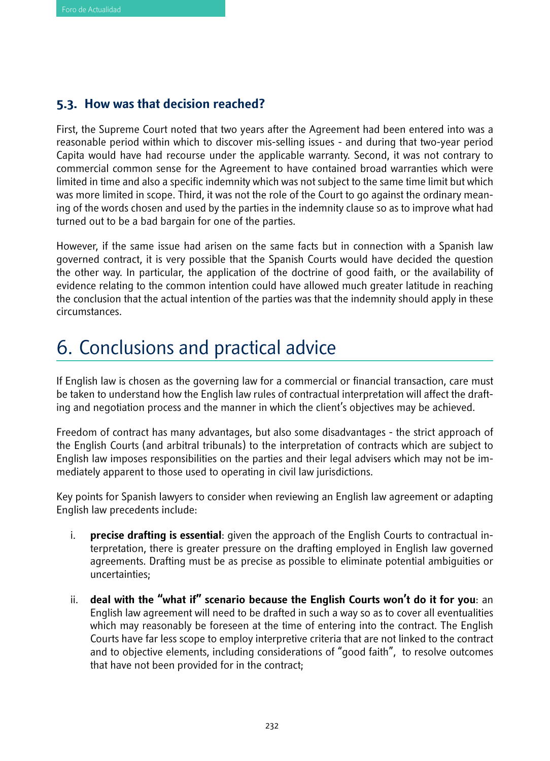### 5.3. How was that decision reached?

First, the Supreme Court noted that two years after the Agreement had been entered into was a reasonable period within which to discover mis-selling issues - and during that two-year period Capita would have had recourse under the applicable warranty. Second, it was not contrary to commercial common sense for the Agreement to have contained broad warranties which were limited in time and also a specific indemnity which was not subject to the same time limit but which was more limited in scope. Third, it was not the role of the Court to go against the ordinary meaning of the words chosen and used by the parties in the indemnity clause so as to improve what had turned out to be a bad bargain for one of the parties.

However, if the same issue had arisen on the same facts but in connection with a Spanish law governed contract, it is very possible that the Spanish Courts would have decided the question the other way. In particular, the application of the doctrine of good faith, or the availability of evidence relating to the common intention could have allowed much greater latitude in reaching the conclusion that the actual intention of the parties was that the indemnity should apply in these circumstances.

## 6. Conclusions and practical advice

If English law is chosen as the governing law for a commercial or financial transaction, care must be taken to understand how the English law rules of contractual interpretation will affect the drafting and negotiation process and the manner in which the client's objectives may be achieved.

Freedom of contract has many advantages, but also some disadvantages - the strict approach of the English Courts (and arbitral tribunals) to the interpretation of contracts which are subject to English law imposes responsibilities on the parties and their legal advisers which may not be immediately apparent to those used to operating in civil law jurisdictions.

Key points for Spanish lawyers to consider when reviewing an English law agreement or adapting English law precedents include:

i. **precise drafting is essential**: given the approach of the English Courts to contractual interpretation, there is greater pressure on the drafting employed in English law governed agreements. Drafting must be as precise as possible to eliminate potential ambiguities or uncertainties;

ii. **deal with the "what if" scenario because the English Courts won't do it for you**: an English law agreement will need to be drafted in such a way so as to cover all eventualities which may reasonably be foreseen at the time of entering into the contract. The English Courts have far less scope to employ interpretive criteria that are not linked to the contract and to objective elements, including considerations of "good faith", to resolve outcomes that have not been provided for in the contract;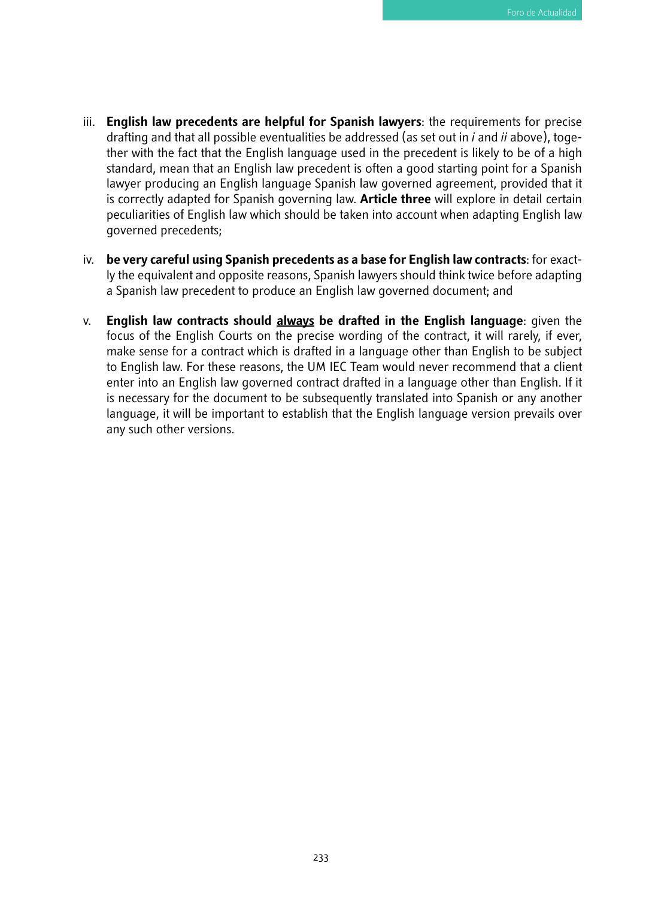iii. **English law precedents are helpful for Spanish lawyers**: the requirements for precise drafting and that all possible eventualities be addressed (as set out in *i* and *ii* above), together with the fact that the English language used in the precedent is likely to be of a high standard, mean that an English law precedent is often a good starting point for a Spanish lawyer producing an English language Spanish law governed agreement, provided that it is correctly adapted for Spanish governing law. **Article three** will explore in detail certain peculiarities of English law which should be taken into account when adapting English law governed precedents;

iv. **be very careful using Spanish precedents as a base for English law contracts**: for exactly the equivalent and opposite reasons, Spanish lawyers should think twice before adapting a Spanish law precedent to produce an English law governed document; and

v. **English law contracts should <u>always</u> be drafted in the English language**: given the focus of the English Courts on the precise wording of the contract, it will rarely, if ever, make sense for a contract which is drafted in a language other than English to be subject to English law. For these reasons, the UM IEC Team would never recommend that a client enter into an English law governed contract drafted in a language other than English. If it is necessary for the document to be subsequently translated into Spanish or any another language, it will be important to establish that the English language version prevails over any such other versions.